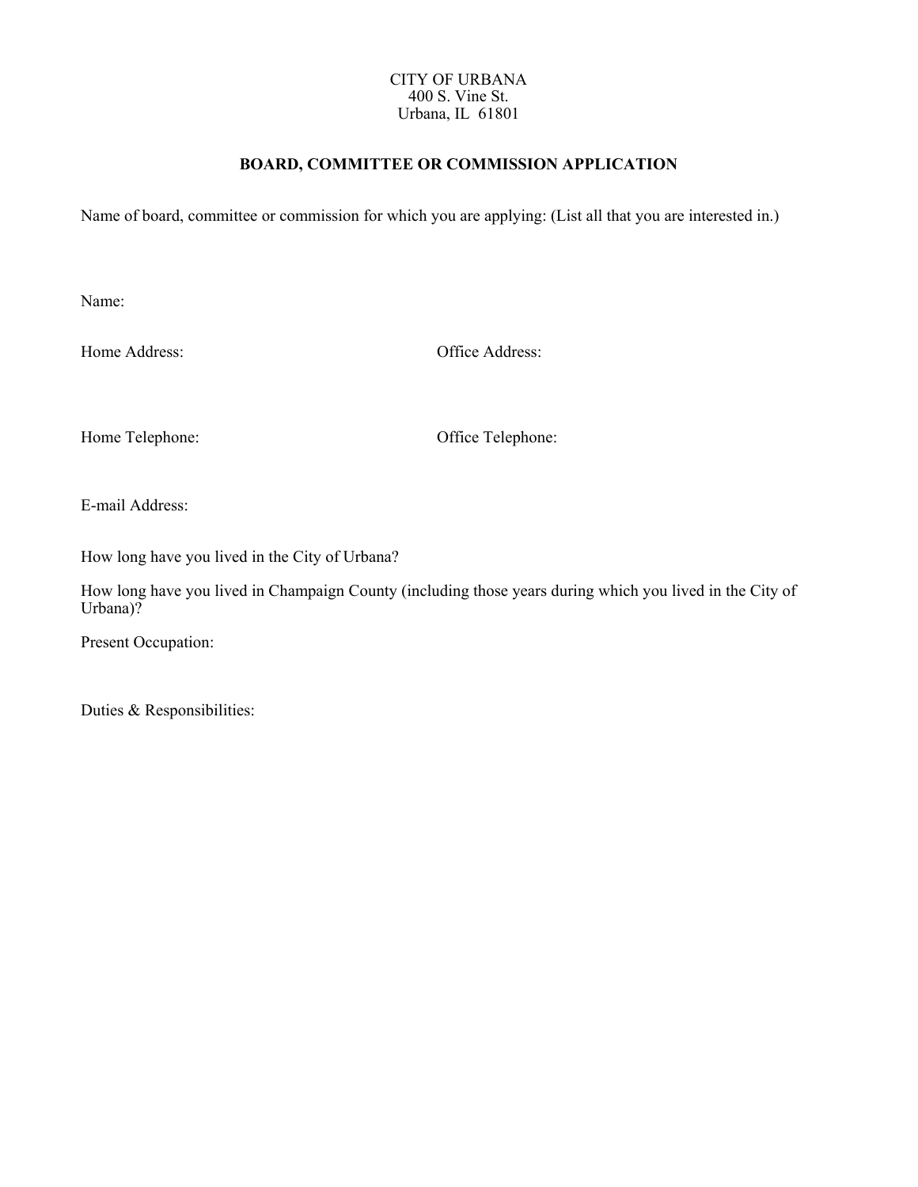CITY OF URBANA
400 S. Vine St.
Urbana, IL 61801

## BOARD, COMMITTEE OR COMMISSION APPLICATION

Name of board, committee or commission for which you are applying: (List all that you are interested in.)

Name:

Home Address:

Office Address:

Home Telephone:

Office Telephone:

E-mail Address:

How long have you lived in the City of Urbana?

How long have you lived in Champaign County (including those years during which you lived in the City of Urbana)?

Present Occupation:

Duties & Responsibilities: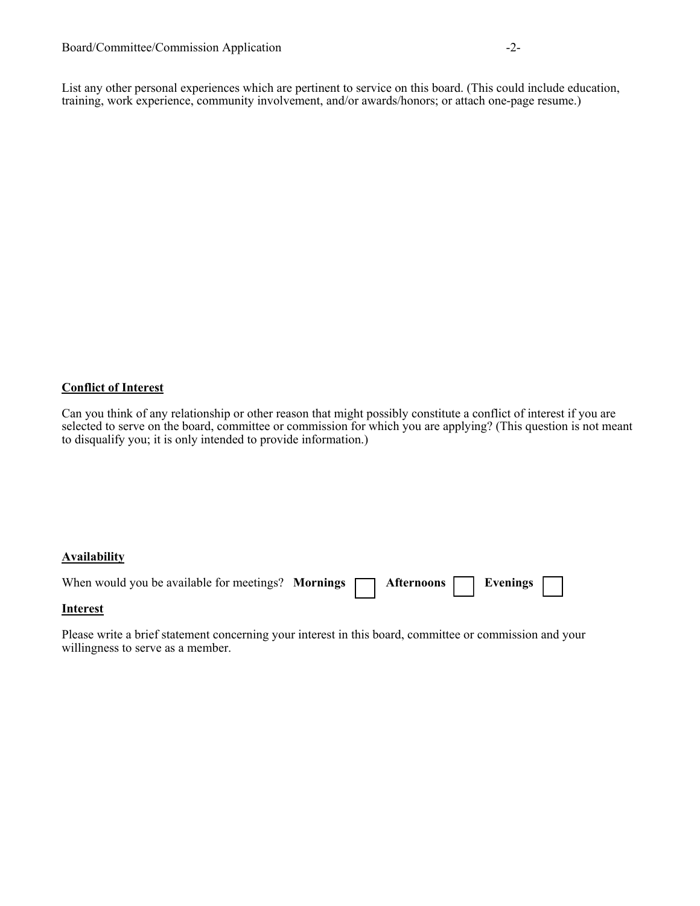List any other personal experiences which are pertinent to service on this board. (This could include education, training, work experience, community involvement, and/or awards/honors; or attach one-page resume.)

**Conflict of Interest**

Can you think of any relationship or other reason that might possibly constitute a conflict of interest if you are selected to serve on the board, committee or commission for which you are applying? (This question is not meant to disqualify you; it is only intended to provide information.)

**Availability**

When would you be available for meetings? **Mornings** ☐ **Afternoons** ☐ **Evenings** ☐

**Interest**

Please write a brief statement concerning your interest in this board, committee or commission and your willingness to serve as a member.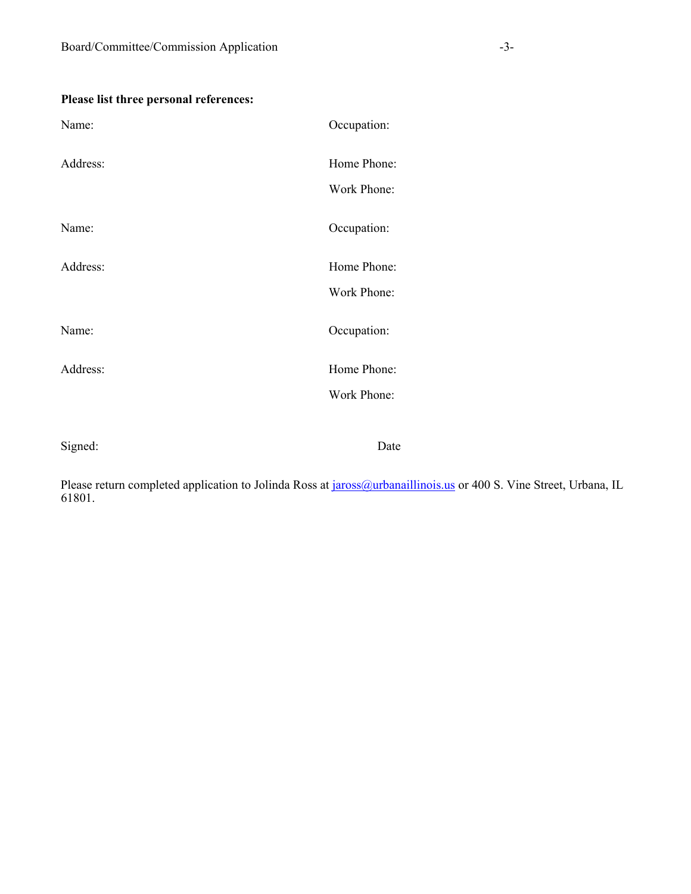**Please list three personal references:**

Name: Occupation:

Address: Home Phone:

Work Phone:

Name: Occupation:

Address: Home Phone:

Work Phone:

Name: Occupation:

Address: Home Phone:

Work Phone:

Signed: Date

Please return completed application to Jolinda Ross at jaross@urbanaillinois.us or 400 S. Vine Street, Urbana, IL 61801.